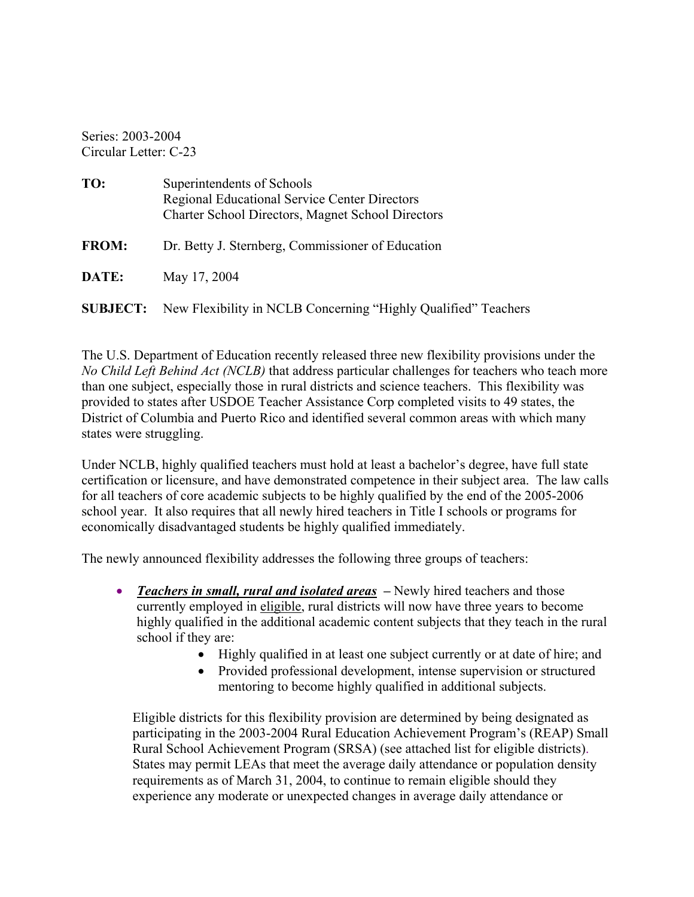Series: 2003-2004
Circular Letter: C-23

**TO:** Superintendents of Schools
Regional Educational Service Center Directors
Charter School Directors, Magnet School Directors

**FROM:** Dr. Betty J. Sternberg, Commissioner of Education

**DATE:** May 17, 2004

**SUBJECT:** New Flexibility in NCLB Concerning "Highly Qualified" Teachers

The U.S. Department of Education recently released three new flexibility provisions under the *No Child Left Behind Act (NCLB)* that address particular challenges for teachers who teach more than one subject, especially those in rural districts and science teachers. This flexibility was provided to states after USDOE Teacher Assistance Corp completed visits to 49 states, the District of Columbia and Puerto Rico and identified several common areas with which many states were struggling.

Under NCLB, highly qualified teachers must hold at least a bachelor's degree, have full state certification or licensure, and have demonstrated competence in their subject area. The law calls for all teachers of core academic subjects to be highly qualified by the end of the 2005-2006 school year. It also requires that all newly hired teachers in Title I schools or programs for economically disadvantaged students be highly qualified immediately.

The newly announced flexibility addresses the following three groups of teachers:

- ***Teachers in small, rural and isolated areas*** **–** Newly hired teachers and those currently employed in eligible, rural districts will now have three years to become highly qualified in the additional academic content subjects that they teach in the rural school if they are:
  - Highly qualified in at least one subject currently or at date of hire; and
  - Provided professional development, intense supervision or structured mentoring to become highly qualified in additional subjects.

  Eligible districts for this flexibility provision are determined by being designated as participating in the 2003-2004 Rural Education Achievement Program's (REAP) Small Rural School Achievement Program (SRSA) (see attached list for eligible districts). States may permit LEAs that meet the average daily attendance or population density requirements as of March 31, 2004, to continue to remain eligible should they experience any moderate or unexpected changes in average daily attendance or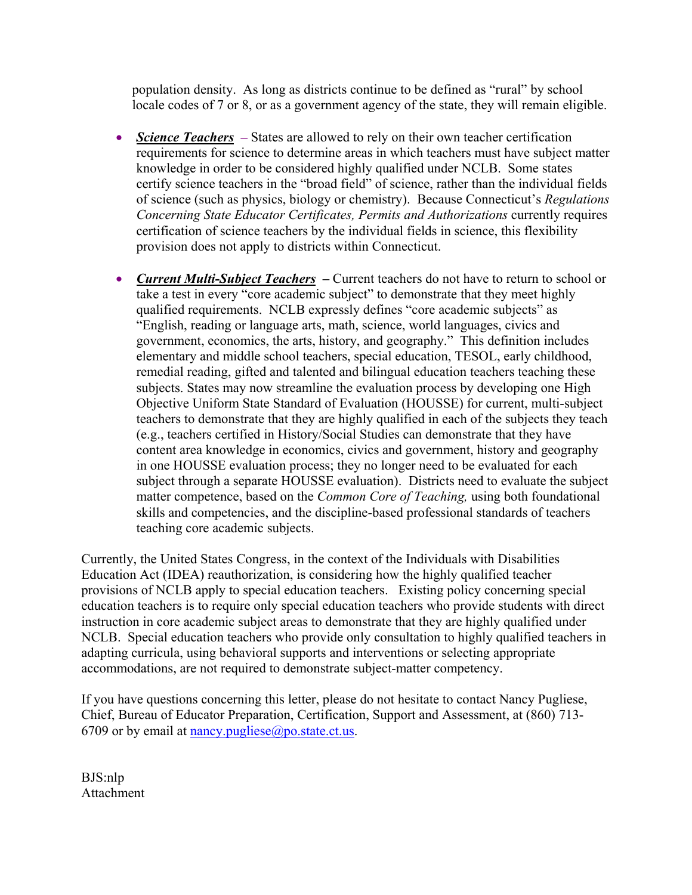population density. As long as districts continue to be defined as "rural" by school locale codes of 7 or 8, or as a government agency of the state, they will remain eligible.

- ***Science Teachers*** **–** States are allowed to rely on their own teacher certification requirements for science to determine areas in which teachers must have subject matter knowledge in order to be considered highly qualified under NCLB. Some states certify science teachers in the "broad field" of science, rather than the individual fields of science (such as physics, biology or chemistry). Because Connecticut's *Regulations Concerning State Educator Certificates, Permits and Authorizations* currently requires certification of science teachers by the individual fields in science, this flexibility provision does not apply to districts within Connecticut.

- ***Current Multi-Subject Teachers*** **–** Current teachers do not have to return to school or take a test in every "core academic subject" to demonstrate that they meet highly qualified requirements. NCLB expressly defines "core academic subjects" as "English, reading or language arts, math, science, world languages, civics and government, economics, the arts, history, and geography." This definition includes elementary and middle school teachers, special education, TESOL, early childhood, remedial reading, gifted and talented and bilingual education teachers teaching these subjects. States may now streamline the evaluation process by developing one High Objective Uniform State Standard of Evaluation (HOUSSE) for current, multi-subject teachers to demonstrate that they are highly qualified in each of the subjects they teach (e.g., teachers certified in History/Social Studies can demonstrate that they have content area knowledge in economics, civics and government, history and geography in one HOUSSE evaluation process; they no longer need to be evaluated for each subject through a separate HOUSSE evaluation). Districts need to evaluate the subject matter competence, based on the *Common Core of Teaching,* using both foundational skills and competencies, and the discipline-based professional standards of teachers teaching core academic subjects.

Currently, the United States Congress, in the context of the Individuals with Disabilities Education Act (IDEA) reauthorization, is considering how the highly qualified teacher provisions of NCLB apply to special education teachers. Existing policy concerning special education teachers is to require only special education teachers who provide students with direct instruction in core academic subject areas to demonstrate that they are highly qualified under NCLB. Special education teachers who provide only consultation to highly qualified teachers in adapting curricula, using behavioral supports and interventions or selecting appropriate accommodations, are not required to demonstrate subject-matter competency.

If you have questions concerning this letter, please do not hesitate to contact Nancy Pugliese, Chief, Bureau of Educator Preparation, Certification, Support and Assessment, at (860) 713-6709 or by email at nancy.pugliese@po.state.ct.us.

BJS:nlp
Attachment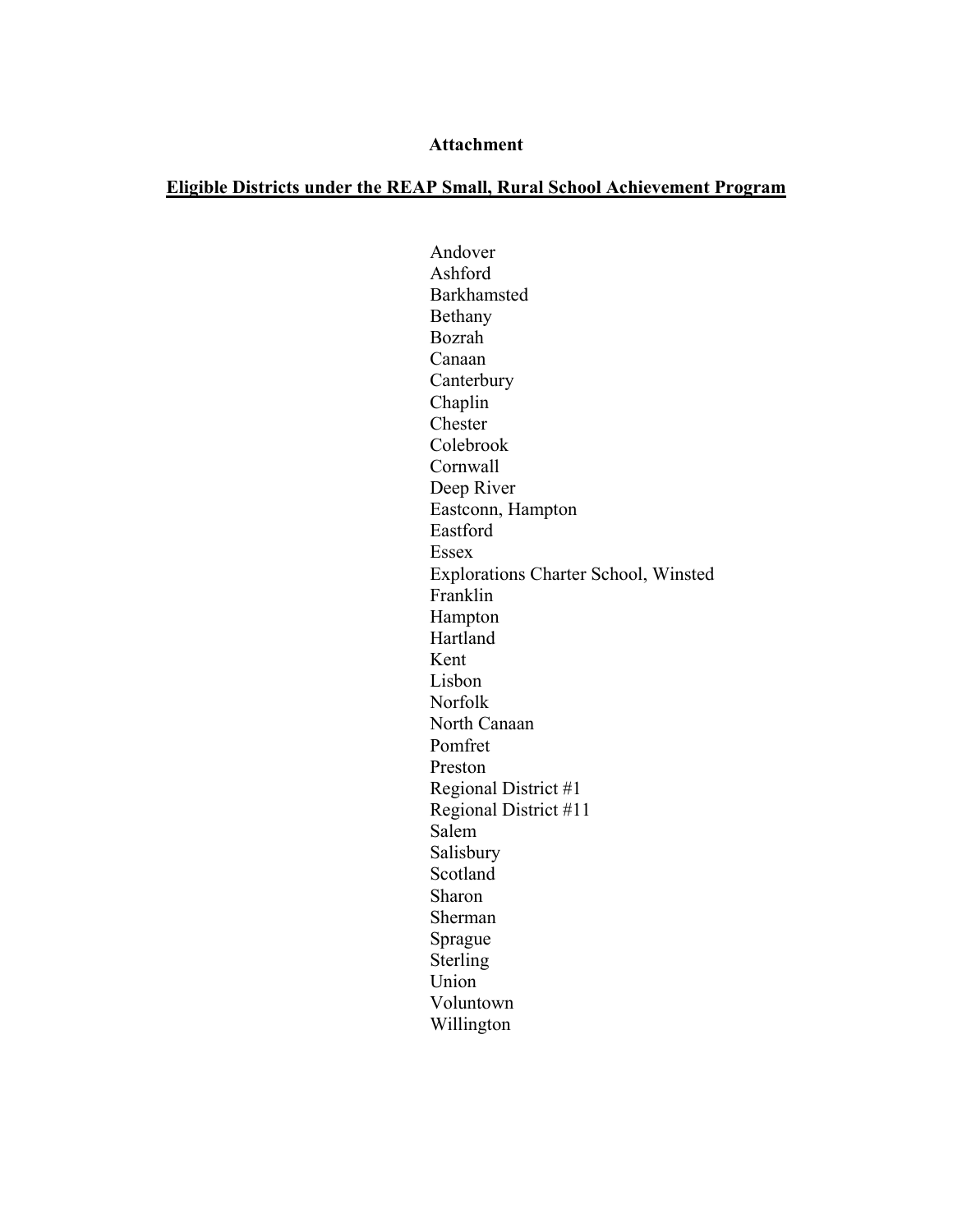**Attachment**

**Eligible Districts under the REAP Small, Rural School Achievement Program**

Andover
Ashford
Barkhamsted
Bethany
Bozrah
Canaan
Canterbury
Chaplin
Chester
Colebrook
Cornwall
Deep River
Eastconn, Hampton
Eastford
Essex
Explorations Charter School, Winsted
Franklin
Hampton
Hartland
Kent
Lisbon
Norfolk
North Canaan
Pomfret
Preston
Regional District #1
Regional District #11
Salem
Salisbury
Scotland
Sharon
Sherman
Sprague
Sterling
Union
Voluntown
Willington